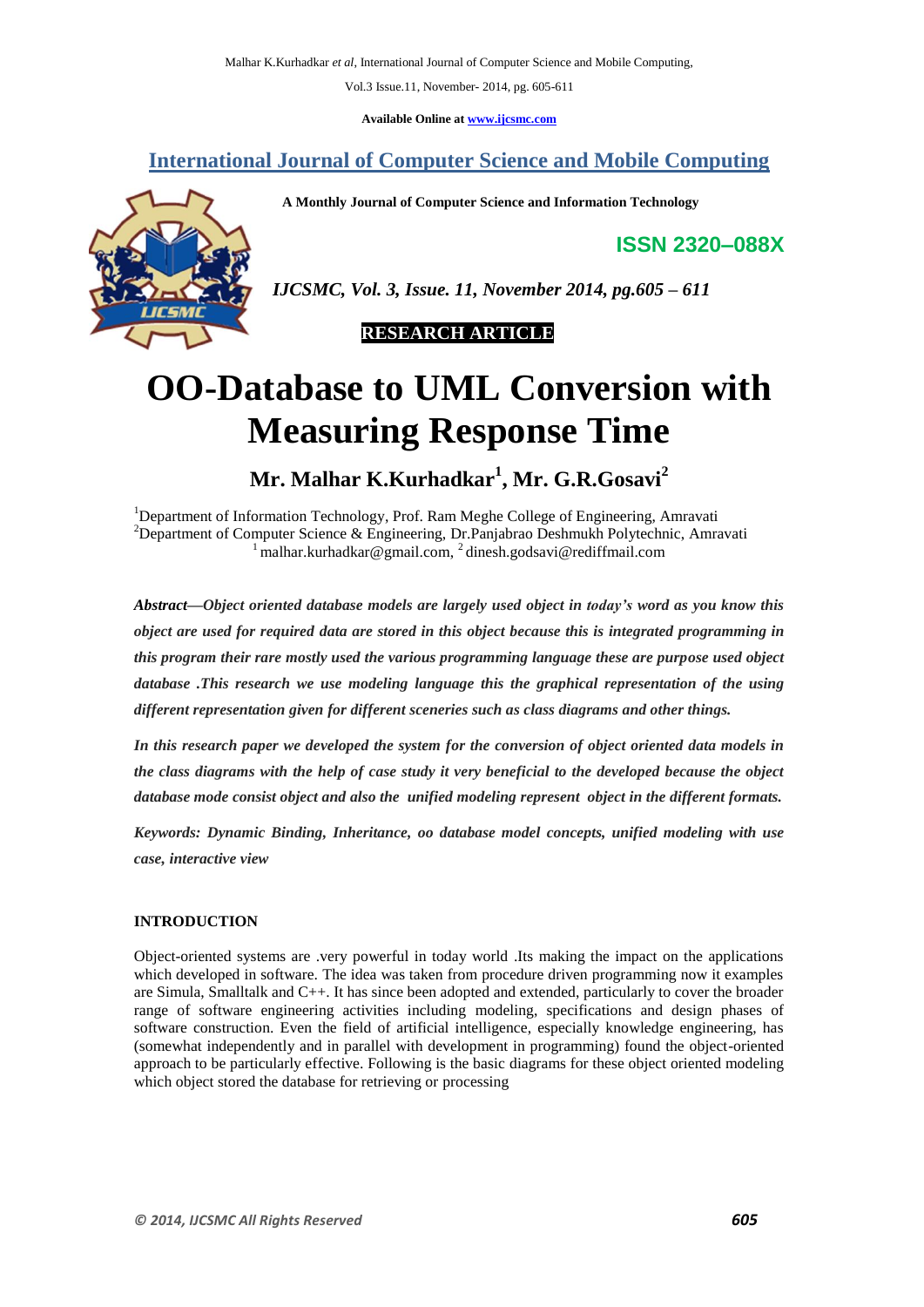Available Online at www.ijcsmc.com

# International Journal of Computer Science and Mobile Computing

**A Monthly Journal of Computer Science and Information Technology**

**ISSN 2320–088X**

*IJCSMC, Vol. 3, Issue. 11, November 2014, pg.605 – 611*

**RESEARCH ARTICLE**

# OO-Database to UML Conversion with Measuring Response Time

## Mr. Malhar K.Kurhadkar[1], Mr. G.R.Gosavi[2]

[1]Department of Information Technology, Prof. Ram Meghe College of Engineering, Amravati
[2]Department of Computer Science & Engineering, Dr.Panjabrao Deshmukh Polytechnic, Amravati
[1] malhar.kurhadkar@gmail.com, [2] dinesh.godsavi@rediffmail.com

***Abstract—****Object oriented database models are largely used object in today's word as you know this object are used for required data are stored in this object because this is integrated programming in this program their rare mostly used the various programming language these are purpose used object database .This research we use modeling language this the graphical representation of the using different representation given for different sceneries such as class diagrams and other things.*

***In this research paper we developed the system for the conversion of object oriented data models in the class diagrams with the help of case study it very beneficial to the developed because the object database mode consist object and also the unified modeling represent object in the different formats.***

***Keywords: Dynamic Binding, Inheritance, oo database model concepts, unified modeling with use case, interactive view***

## INTRODUCTION

Object-oriented systems are .very powerful in today world .Its making the impact on the applications which developed in software. The idea was taken from procedure driven programming now it examples are Simula, Smalltalk and C++. It has since been adopted and extended, particularly to cover the broader range of software engineering activities including modeling, specifications and design phases of software construction. Even the field of artificial intelligence, especially knowledge engineering, has (somewhat independently and in parallel with development in programming) found the object-oriented approach to be particularly effective. Following is the basic diagrams for these object oriented modeling which object stored the database for retrieving or processing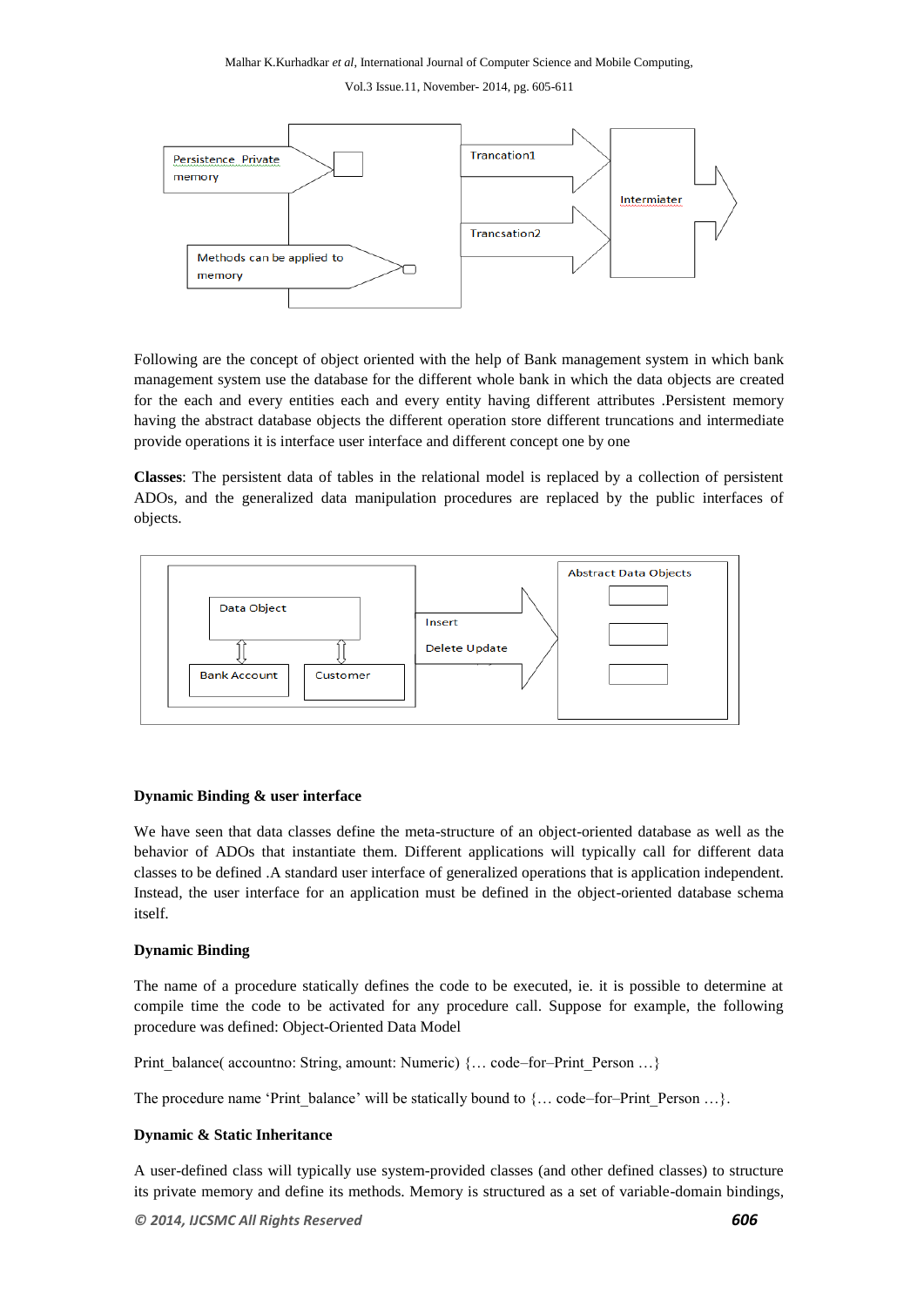Following are the concept of object oriented with the help of Bank management system in which bank management system use the database for the different whole bank in which the data objects are created for the each and every entities each and every entity having different attributes .Persistent memory having the abstract database objects the different operation store different truncations and intermediate provide operations it is interface user interface and different concept one by one

**Classes**: The persistent data of tables in the relational model is replaced by a collection of persistent ADOs, and the generalized data manipulation procedures are replaced by the public interfaces of objects.

### Dynamic Binding & user interface

We have seen that data classes define the meta-structure of an object-oriented database as well as the behavior of ADOs that instantiate them. Different applications will typically call for different data classes to be defined .A standard user interface of generalized operations that is application independent. Instead, the user interface for an application must be defined in the object-oriented database schema itself.

### Dynamic Binding

The name of a procedure statically defines the code to be executed, ie. it is possible to determine at compile time the code to be activated for any procedure call. Suppose for example, the following procedure was defined: Object-Oriented Data Model

Print_balance( accountno: String, amount: Numeric) {… code–for–Print_Person …}

The procedure name 'Print_balance' will be statically bound to {… code–for–Print_Person …}.

### Dynamic & Static Inheritance

A user-defined class will typically use system-provided classes (and other defined classes) to structure its private memory and define its methods. Memory is structured as a set of variable-domain bindings,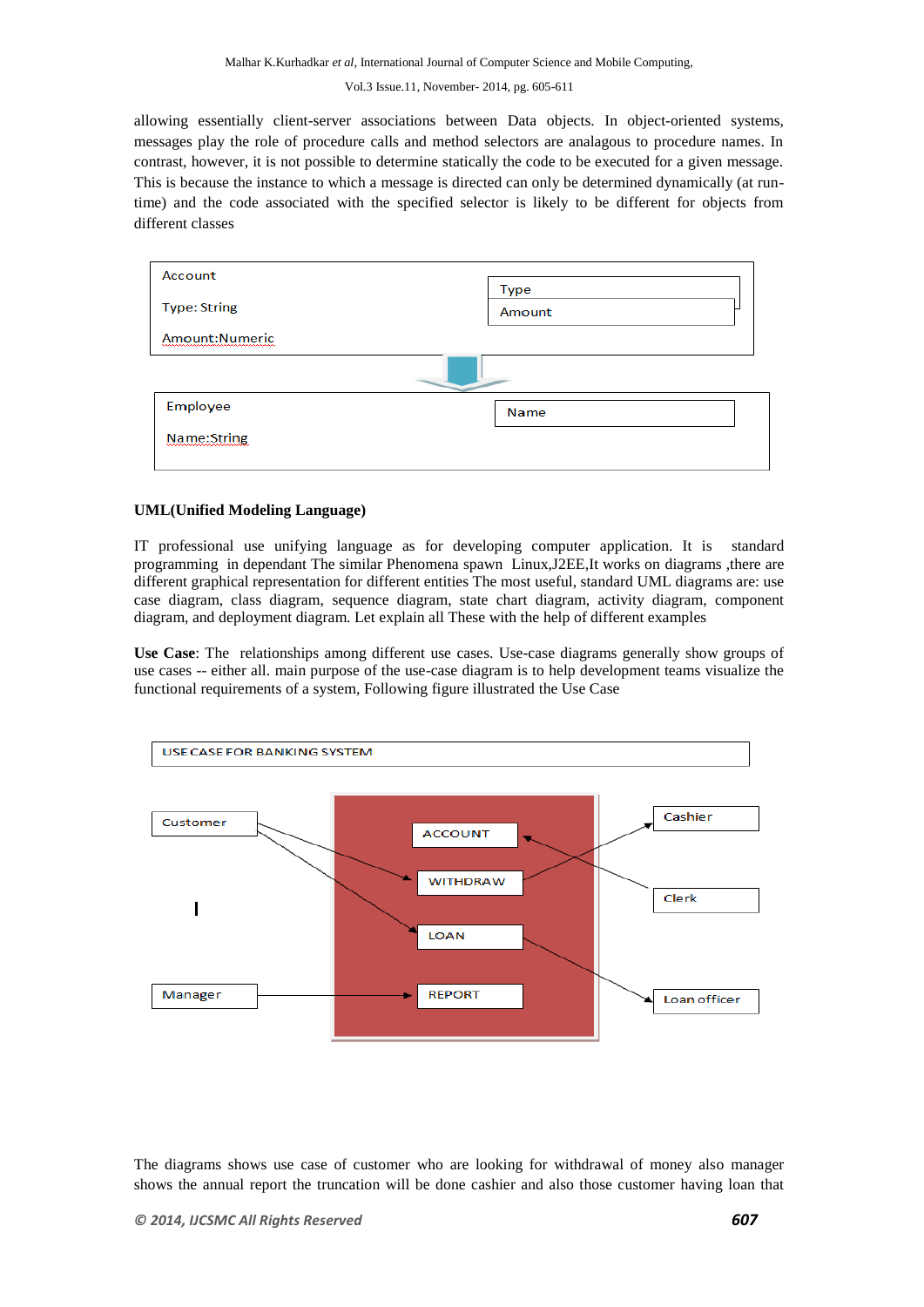allowing essentially client-server associations between Data objects. In object-oriented systems, messages play the role of procedure calls and method selectors are analagous to procedure names. In contrast, however, it is not possible to determine statically the code to be executed for a given message. This is because the instance to which a message is directed can only be determined dynamically (at run-time) and the code associated with the specified selector is likely to be different for objects from different classes

Account

Type: String

Amount:Numeric

Type

Amount

Employee

Name:String

Name

**UML(Unified Modeling Language)**

IT professional use unifying language as for developing computer application. It is standard programming in dependant The similar Phenomena spawn Linux,J2EE,It works on diagrams ,there are different graphical representation for different entities The most useful, standard UML diagrams are: use case diagram, class diagram, sequence diagram, state chart diagram, activity diagram, component diagram, and deployment diagram. Let explain all These with the help of different examples

**Use Case**: The relationships among different use cases. Use-case diagrams generally show groups of use cases -- either all. main purpose of the use-case diagram is to help development teams visualize the functional requirements of a system, Following figure illustrated the Use Case

USE CASE FOR BANKING SYSTEM

Customer

ACCOUNT

Cashier

WITHDRAW

Clerk

LOAN

Manager

REPORT

Loan officer

The diagrams shows use case of customer who are looking for withdrawal of money also manager shows the annual report the truncation will be done cashier and also those customer having loan that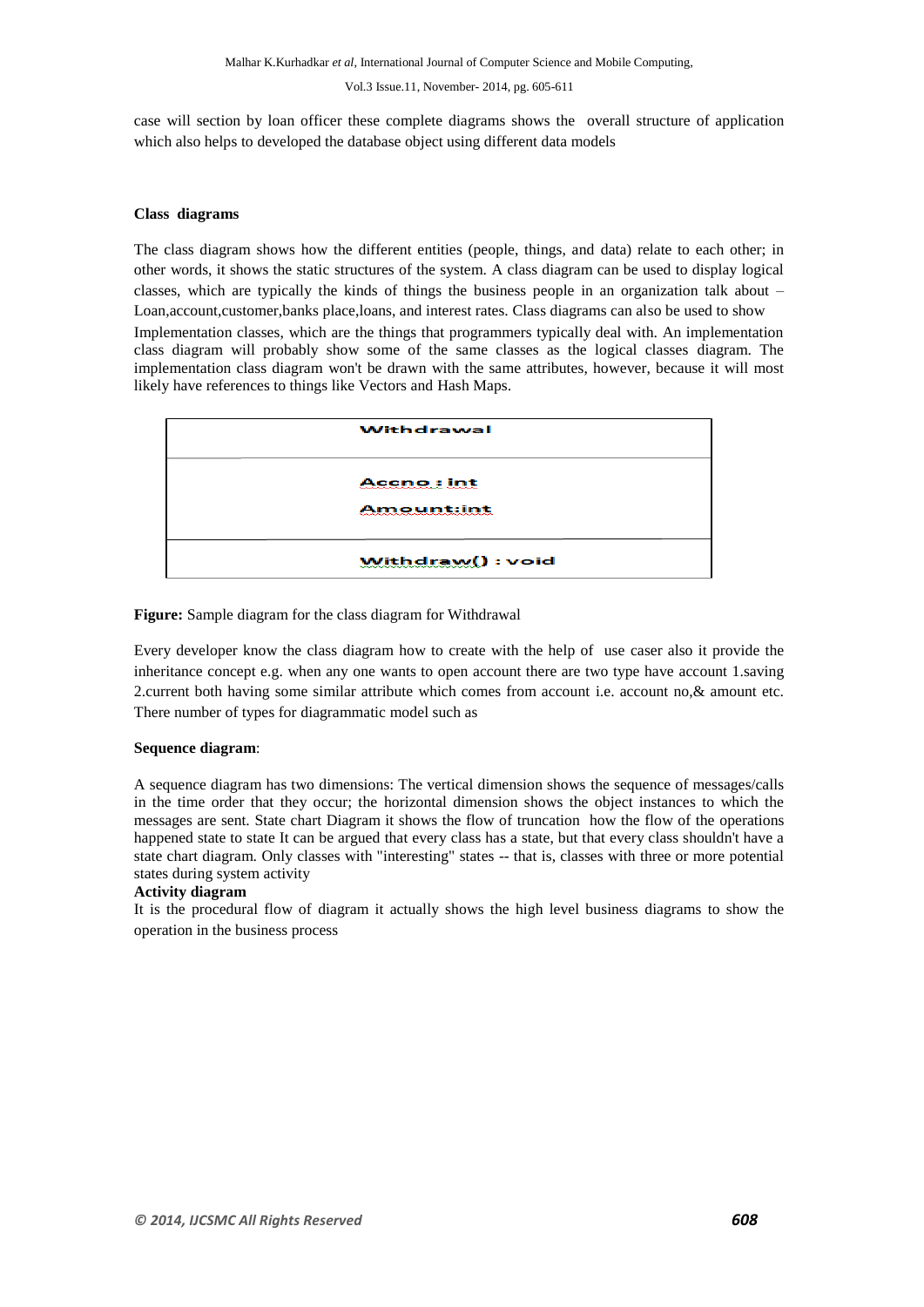case will section by loan officer these complete diagrams shows the overall structure of application which also helps to developed the database object using different data models

**Class diagrams**

The class diagram shows how the different entities (people, things, and data) relate to each other; in other words, it shows the static structures of the system. A class diagram can be used to display logical classes, which are typically the kinds of things the business people in an organization talk about – Loan,account,customer,banks place,loans, and interest rates. Class diagrams can also be used to show Implementation classes, which are the things that programmers typically deal with. An implementation class diagram will probably show some of the same classes as the logical classes diagram. The implementation class diagram won't be drawn with the same attributes, however, because it will most likely have references to things like Vectors and Hash Maps.

| Withdrawal |
| --- |
| Accno : int<br>Amount:int |
| Withdraw() : void |

**Figure:** Sample diagram for the class diagram for Withdrawal

Every developer know the class diagram how to create with the help of use caser also it provide the inheritance concept e.g. when any one wants to open account there are two type have account 1.saving 2.current both having some similar attribute which comes from account i.e. account no,& amount etc. There number of types for diagrammatic model such as

**Sequence diagram**:

A sequence diagram has two dimensions: The vertical dimension shows the sequence of messages/calls in the time order that they occur; the horizontal dimension shows the object instances to which the messages are sent. State chart Diagram it shows the flow of truncation how the flow of the operations happened state to state It can be argued that every class has a state, but that every class shouldn't have a state chart diagram. Only classes with "interesting" states -- that is, classes with three or more potential states during system activity

**Activity diagram**

It is the procedural flow of diagram it actually shows the high level business diagrams to show the operation in the business process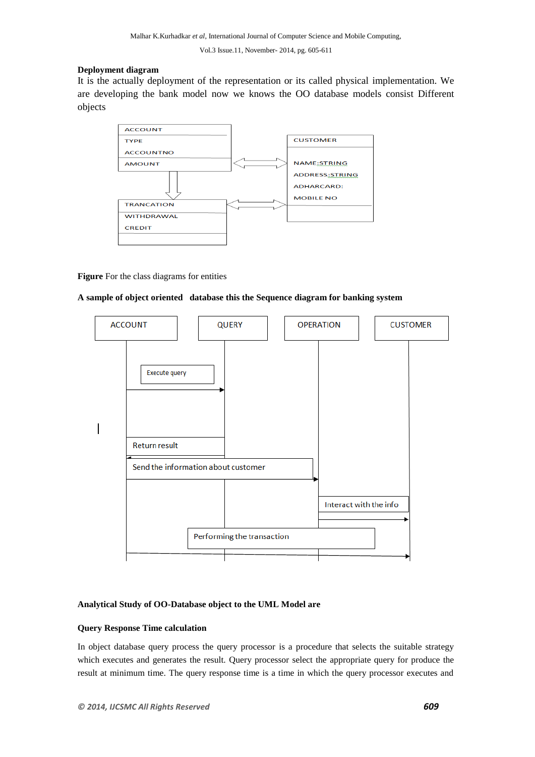**Deployment diagram**

It is the actually deployment of the representation or its called physical implementation. We are developing the bank model now we knows the OO database models consist Different objects

**Figure** For the class diagrams for entities

**A sample of object oriented database this the Sequence diagram for banking system**

**Analytical Study of OO-Database object to the UML Model are**

**Query Response Time calculation**

In object database query process the query processor is a procedure that selects the suitable strategy which executes and generates the result. Query processor select the appropriate query for produce the result at minimum time. The query response time is a time in which the query processor executes and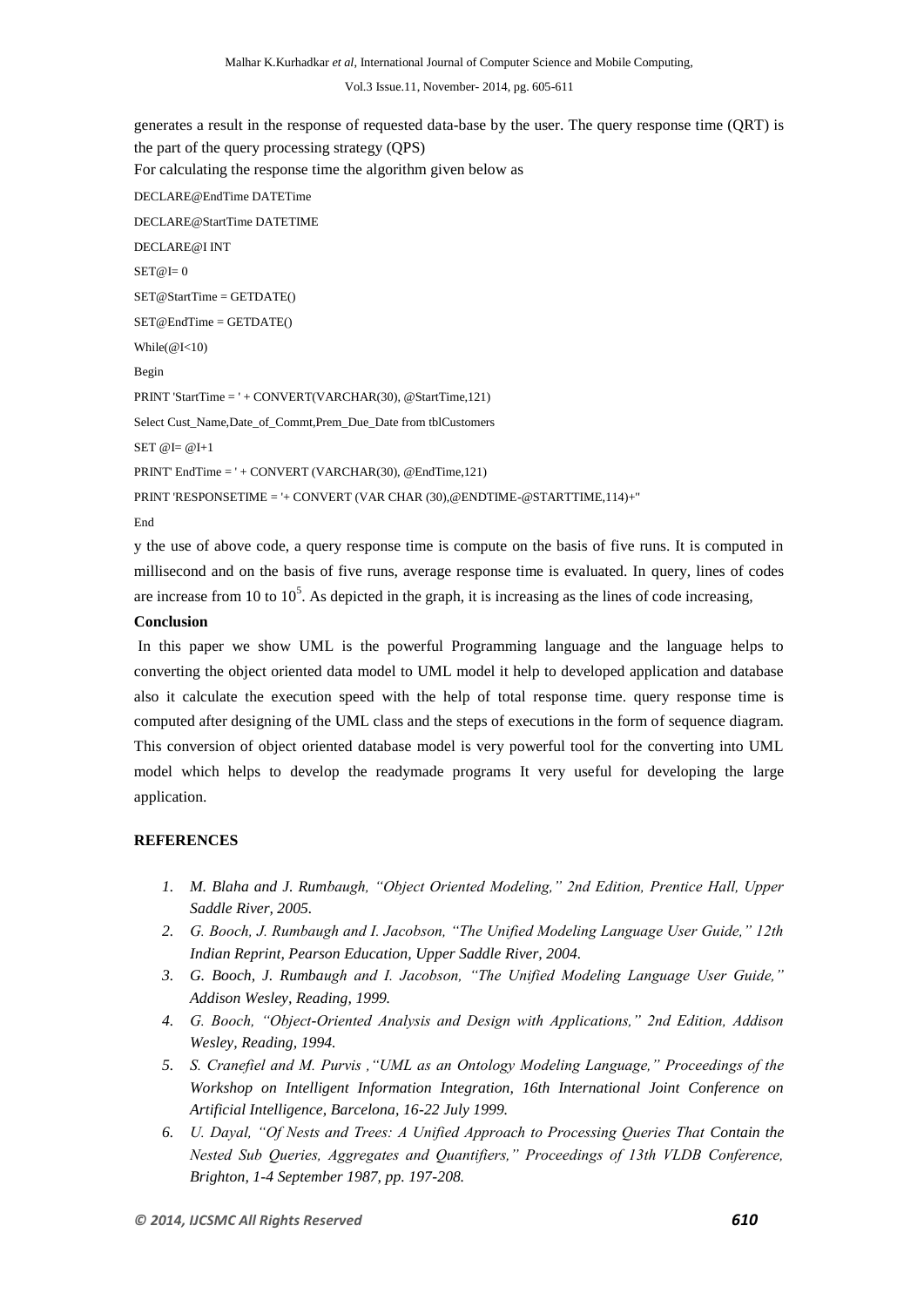generates a result in the response of requested data-base by the user. The query response time (QRT) is the part of the query processing strategy (QPS)

For calculating the response time the algorithm given below as

```
DECLARE@EndTime DATETime
DECLARE@StartTime DATETIME
DECLARE@I INT
SET@I= 0
SET@StartTime = GETDATE()
SET@EndTime = GETDATE()
While(@I<10)
Begin
PRINT 'StartTime = ' + CONVERT(VARCHAR(30), @StartTime,121)
Select Cust_Name,Date_of_Commt,Prem_Due_Date from tblCustomers
SET @I= @I+1
PRINT' EndTime = ' + CONVERT (VARCHAR(30), @EndTime,121)
PRINT 'RESPONSETIME = '+ CONVERT (VAR CHAR (30),@ENDTIME-@STARTTIME,114)+''
End
```

y the use of above code, a query response time is compute on the basis of five runs. It is computed in millisecond and on the basis of five runs, average response time is evaluated. In query, lines of codes are increase from 10 to $10^5$. As depicted in the graph, it is increasing as the lines of code increasing,

**Conclusion**

In this paper we show UML is the powerful Programming language and the language helps to converting the object oriented data model to UML model it help to developed application and database also it calculate the execution speed with the help of total response time. query response time is computed after designing of the UML class and the steps of executions in the form of sequence diagram. This conversion of object oriented database model is very powerful tool for the converting into UML model which helps to develop the readymade programs It very useful for developing the large application.

**REFERENCES**

1. *M. Blaha and J. Rumbaugh, "Object Oriented Modeling," 2nd Edition, Prentice Hall, Upper Saddle River, 2005.*
2. *G. Booch, J. Rumbaugh and I. Jacobson, "The Unified Modeling Language User Guide," 12th Indian Reprint, Pearson Education, Upper Saddle River, 2004.*
3. *G. Booch, J. Rumbaugh and I. Jacobson, "The Unified Modeling Language User Guide," Addison Wesley, Reading, 1999.*
4. *G. Booch, "Object-Oriented Analysis and Design with Applications," 2nd Edition, Addison Wesley, Reading, 1994.*
5. *S. Cranefiel and M. Purvis ,"UML as an Ontology Modeling Language," Proceedings of the Workshop on Intelligent Information Integration, 16th International Joint Conference on Artificial Intelligence, Barcelona, 16-22 July 1999.*
6. *U. Dayal, "Of Nests and Trees: A Unified Approach to Processing Queries That Contain the Nested Sub Queries, Aggregates and Quantifiers," Proceedings of 13th VLDB Conference, Brighton, 1-4 September 1987, pp. 197-208.*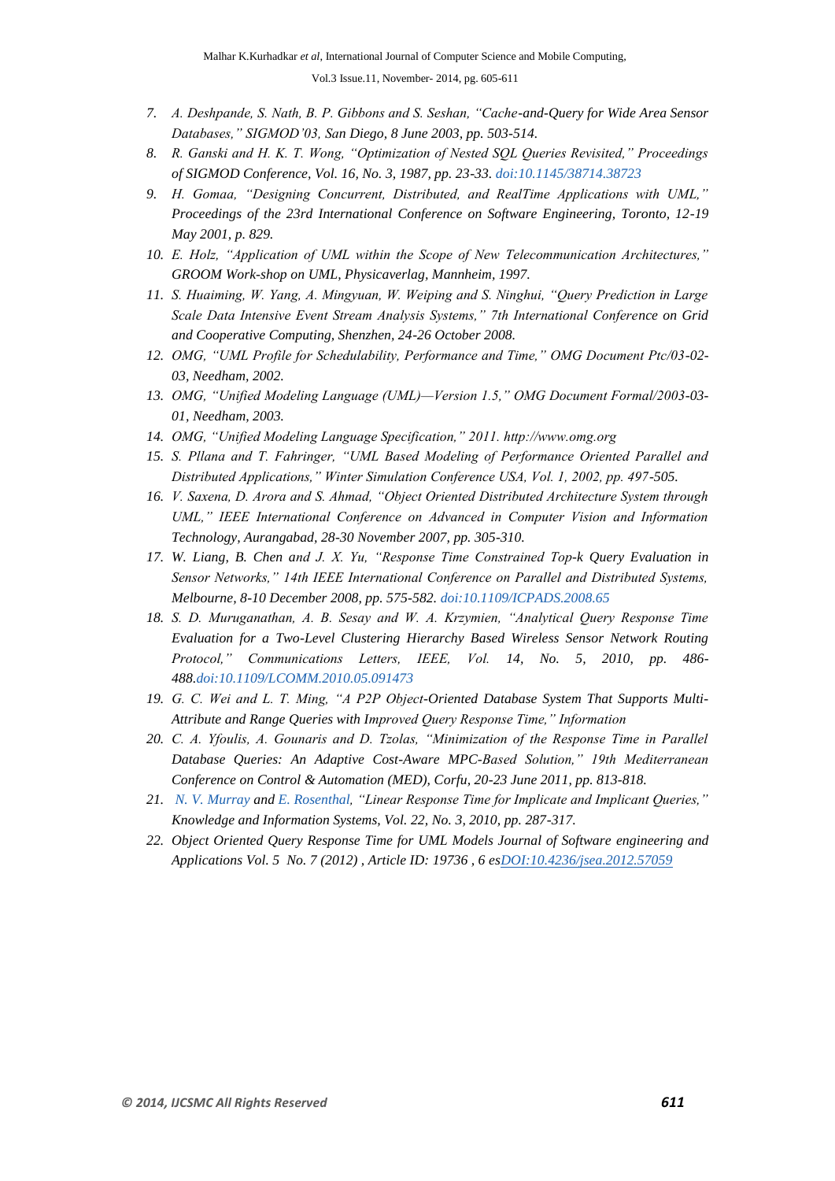7. *A. Deshpande, S. Nath, B. P. Gibbons and S. Seshan, "Cache-and-Query for Wide Area Sensor Databases," SIGMOD'03, San Diego, 8 June 2003, pp. 503-514.*
8. *R. Ganski and H. K. T. Wong, "Optimization of Nested SQL Queries Revisited," Proceedings of SIGMOD Conference, Vol. 16, No. 3, 1987, pp. 23-33. doi:10.1145/38714.38723*
9. *H. Gomaa, "Designing Concurrent, Distributed, and RealTime Applications with UML," Proceedings of the 23rd International Conference on Software Engineering, Toronto, 12-19 May 2001, p. 829.*
10. *E. Holz, "Application of UML within the Scope of New Telecommunication Architectures," GROOM Work-shop on UML, Physicaverlag, Mannheim, 1997.*
11. *S. Huaiming, W. Yang, A. Mingyuan, W. Weiping and S. Ninghui, "Query Prediction in Large Scale Data Intensive Event Stream Analysis Systems," 7th International Conference on Grid and Cooperative Computing, Shenzhen, 24-26 October 2008.*
12. *OMG, "UML Profile for Schedulability, Performance and Time," OMG Document Ptc/03-02-03, Needham, 2002.*
13. *OMG, "Unified Modeling Language (UML)—Version 1.5," OMG Document Formal/2003-03-01, Needham, 2003.*
14. *OMG, "Unified Modeling Language Specification," 2011. http://www.omg.org*
15. *S. Pllana and T. Fahringer, "UML Based Modeling of Performance Oriented Parallel and Distributed Applications," Winter Simulation Conference USA, Vol. 1, 2002, pp. 497-505.*
16. *V. Saxena, D. Arora and S. Ahmad, "Object Oriented Distributed Architecture System through UML," IEEE International Conference on Advanced in Computer Vision and Information Technology, Aurangabad, 28-30 November 2007, pp. 305-310.*
17. *W. Liang, B. Chen and J. X. Yu, "Response Time Constrained Top-k Query Evaluation in Sensor Networks," 14th IEEE International Conference on Parallel and Distributed Systems, Melbourne, 8-10 December 2008, pp. 575-582. doi:10.1109/ICPADS.2008.65*
18. *S. D. Muruganathan, A. B. Sesay and W. A. Krzymien, "Analytical Query Response Time Evaluation for a Two-Level Clustering Hierarchy Based Wireless Sensor Network Routing Protocol," Communications Letters, IEEE, Vol. 14, No. 5, 2010, pp. 486-488.doi:10.1109/LCOMM.2010.05.091473*
19. *G. C. Wei and L. T. Ming, "A P2P Object-Oriented Database System That Supports Multi-Attribute and Range Queries with Improved Query Response Time," Information*
20. *C. A. Yfoulis, A. Gounaris and D. Tzolas, "Minimization of the Response Time in Parallel Database Queries: An Adaptive Cost-Aware MPC-Based Solution," 19th Mediterranean Conference on Control & Automation (MED), Corfu, 20-23 June 2011, pp. 813-818.*
21. *N. V. Murray and E. Rosenthal, "Linear Response Time for Implicate and Implicant Queries," Knowledge and Information Systems, Vol. 22, No. 3, 2010, pp. 287-317.*
22. *Object Oriented Query Response Time for UML Models Journal of Software engineering and Applications Vol. 5 No. 7 (2012) , Article ID: 19736 , 6 esDOI:10.4236/jsea.2012.57059*